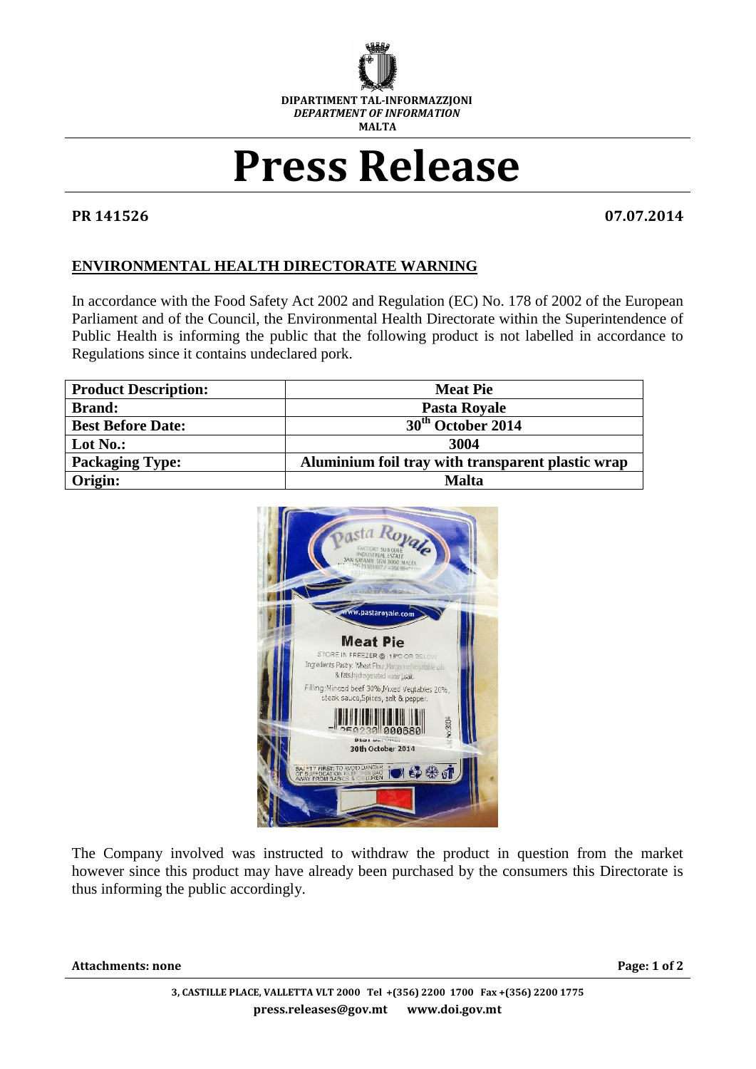DIPARTIMENT TAL-INFORMAZZJONI
*DEPARTMENT OF INFORMATION*
**MALTA**

# Press Release

**PR 141526** **07.07.2014**

## ENVIRONMENTAL HEALTH DIRECTORATE WARNING

In accordance with the Food Safety Act 2002 and Regulation (EC) No. 178 of 2002 of the European Parliament and of the Council, the Environmental Health Directorate within the Superintendence of Public Health is informing the public that the following product is not labelled in accordance to Regulations since it contains undeclared pork.

| | |
|---|---|
| **Product Description:** | **Meat Pie** |
| **Brand:** | **Pasta Royale** |
| **Best Before Date:** | **30th October 2014** |
| **Lot No.:** | **3004** |
| **Packaging Type:** | **Aluminium foil tray with transparent plastic wrap** |
| **Origin:** | **Malta** |

The Company involved was instructed to withdraw the product in question from the market however since this product may have already been purchased by the consumers this Directorate is thus informing the public accordingly.

**Attachments: none**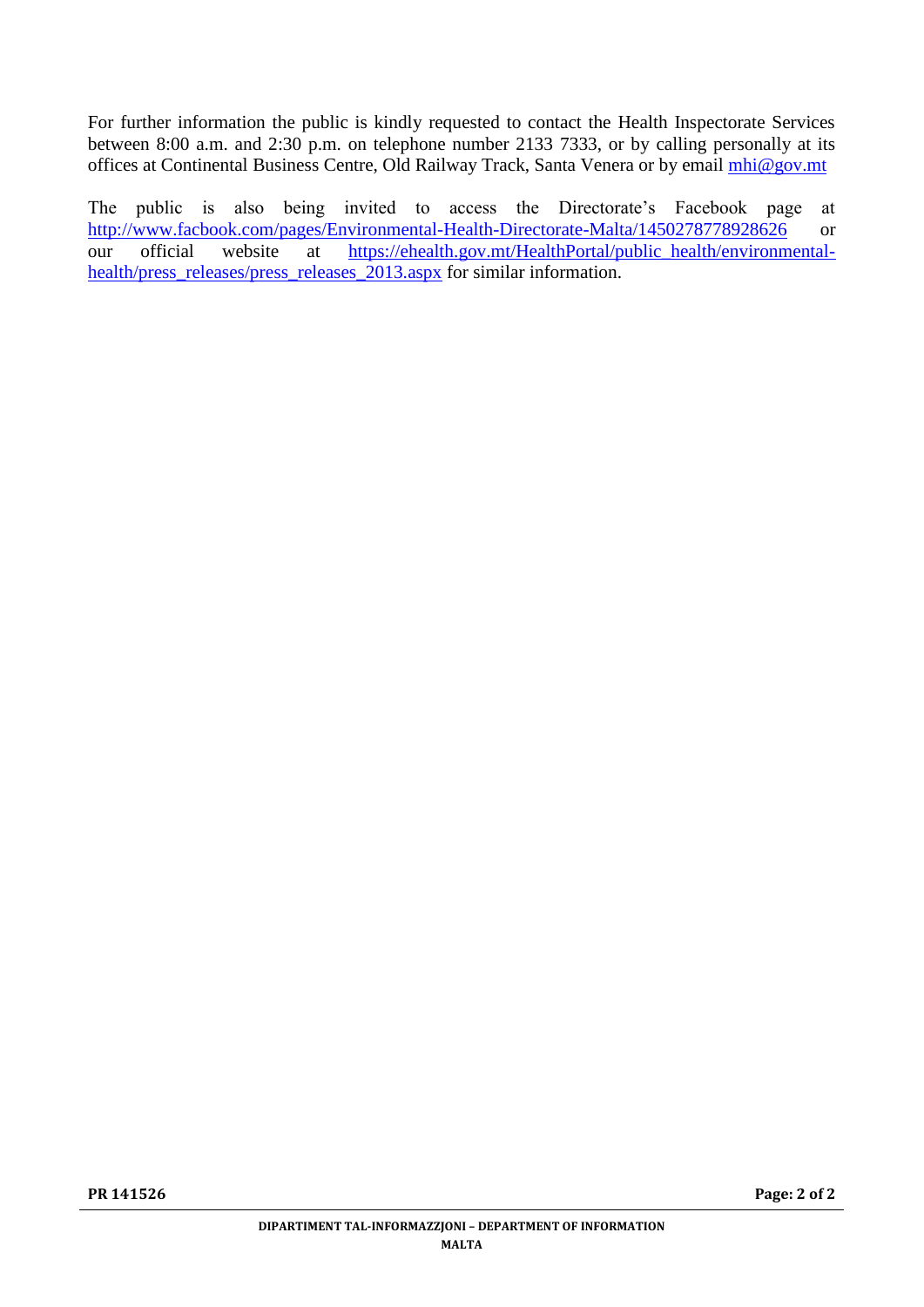For further information the public is kindly requested to contact the Health Inspectorate Services between 8:00 a.m. and 2:30 p.m. on telephone number 2133 7333, or by calling personally at its offices at Continental Business Centre, Old Railway Track, Santa Venera or by email mhi@gov.mt

The public is also being invited to access the Directorate's Facebook page at http://www.facbook.com/pages/Environmental-Health-Directorate-Malta/1450278778928626 or our official website at https://ehealth.gov.mt/HealthPortal/public_health/environmental-health/press_releases/press_releases_2013.aspx for similar information.